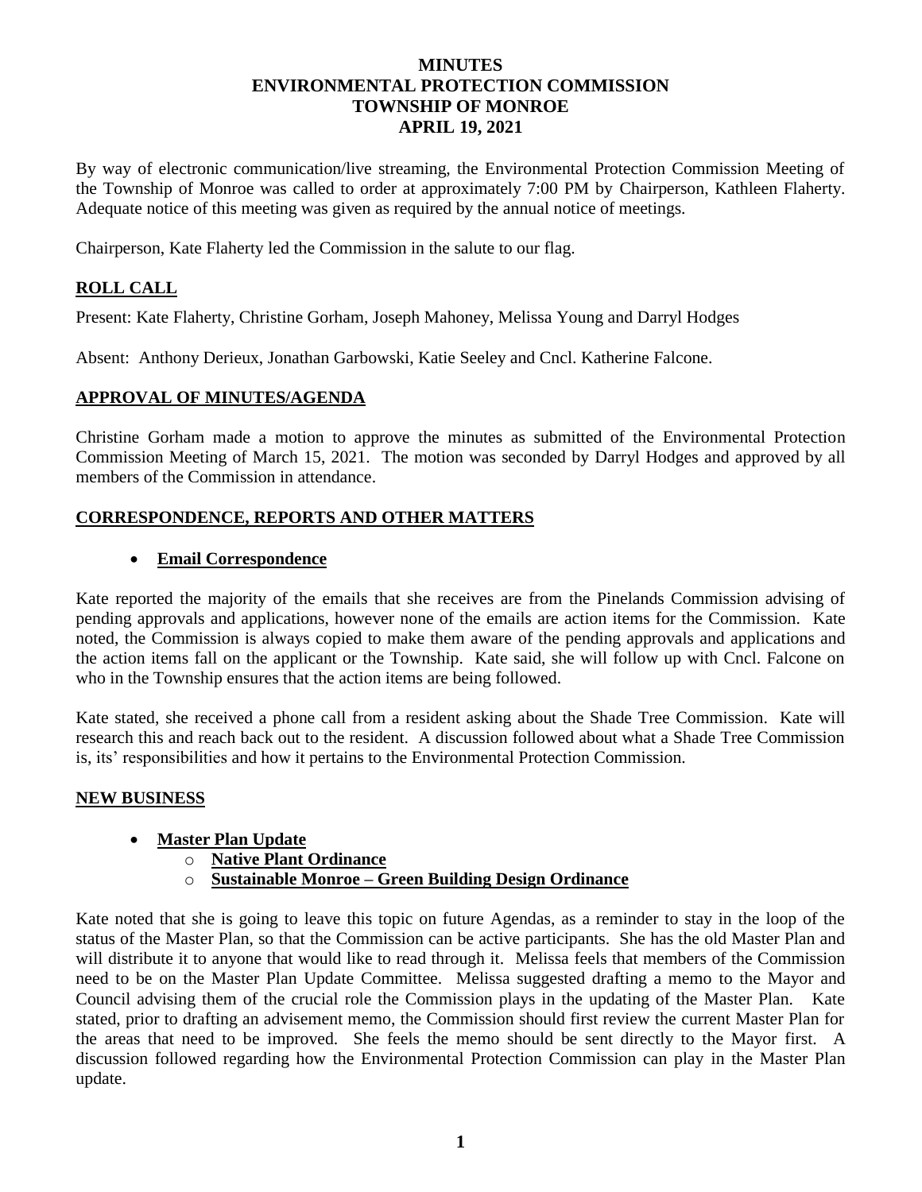# MINUTES
# ENVIRONMENTAL PROTECTION COMMISSION
# TOWNSHIP OF MONROE
# APRIL 19, 2021

By way of electronic communication/live streaming, the Environmental Protection Commission Meeting of the Township of Monroe was called to order at approximately 7:00 PM by Chairperson, Kathleen Flaherty. Adequate notice of this meeting was given as required by the annual notice of meetings.

Chairperson, Kate Flaherty led the Commission in the salute to our flag.

## ROLL CALL

Present: Kate Flaherty, Christine Gorham, Joseph Mahoney, Melissa Young and Darryl Hodges

Absent: Anthony Derieux, Jonathan Garbowski, Katie Seeley and Cncl. Katherine Falcone.

## APPROVAL OF MINUTES/AGENDA

Christine Gorham made a motion to approve the minutes as submitted of the Environmental Protection Commission Meeting of March 15, 2021. The motion was seconded by Darryl Hodges and approved by all members of the Commission in attendance.

## CORRESPONDENCE, REPORTS AND OTHER MATTERS

- **Email Correspondence**

Kate reported the majority of the emails that she receives are from the Pinelands Commission advising of pending approvals and applications, however none of the emails are action items for the Commission. Kate noted, the Commission is always copied to make them aware of the pending approvals and applications and the action items fall on the applicant or the Township. Kate said, she will follow up with Cncl. Falcone on who in the Township ensures that the action items are being followed.

Kate stated, she received a phone call from a resident asking about the Shade Tree Commission. Kate will research this and reach back out to the resident. A discussion followed about what a Shade Tree Commission is, its' responsibilities and how it pertains to the Environmental Protection Commission.

## NEW BUSINESS

- **Master Plan Update**
  - **Native Plant Ordinance**
  - **Sustainable Monroe – Green Building Design Ordinance**

Kate noted that she is going to leave this topic on future Agendas, as a reminder to stay in the loop of the status of the Master Plan, so that the Commission can be active participants. She has the old Master Plan and will distribute it to anyone that would like to read through it. Melissa feels that members of the Commission need to be on the Master Plan Update Committee. Melissa suggested drafting a memo to the Mayor and Council advising them of the crucial role the Commission plays in the updating of the Master Plan. Kate stated, prior to drafting an advisement memo, the Commission should first review the current Master Plan for the areas that need to be improved. She feels the memo should be sent directly to the Mayor first. A discussion followed regarding how the Environmental Protection Commission can play in the Master Plan update.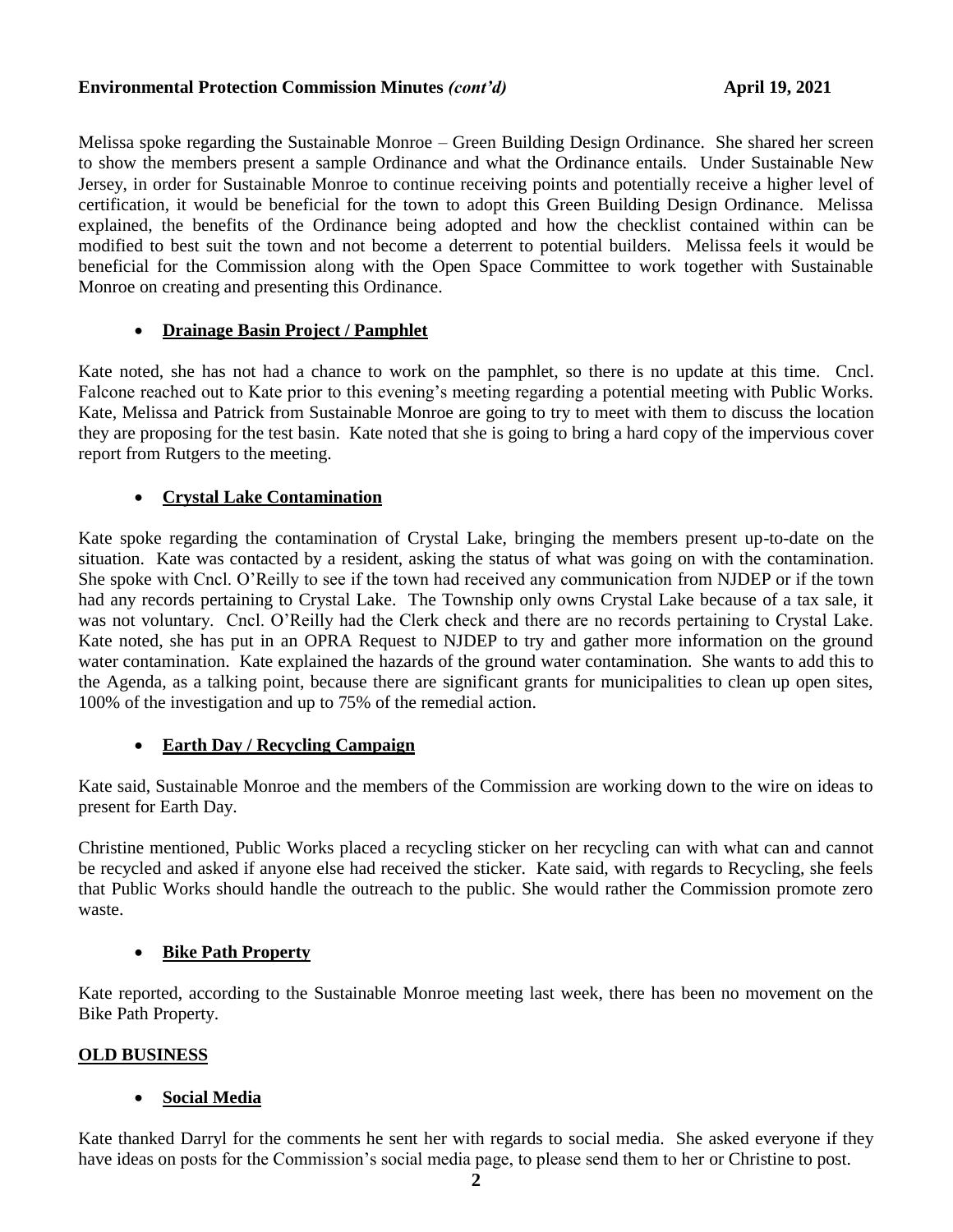Melissa spoke regarding the Sustainable Monroe – Green Building Design Ordinance. She shared her screen to show the members present a sample Ordinance and what the Ordinance entails. Under Sustainable New Jersey, in order for Sustainable Monroe to continue receiving points and potentially receive a higher level of certification, it would be beneficial for the town to adopt this Green Building Design Ordinance. Melissa explained, the benefits of the Ordinance being adopted and how the checklist contained within can be modified to best suit the town and not become a deterrent to potential builders. Melissa feels it would be beneficial for the Commission along with the Open Space Committee to work together with Sustainable Monroe on creating and presenting this Ordinance.

- **Drainage Basin Project / Pamphlet**

Kate noted, she has not had a chance to work on the pamphlet, so there is no update at this time. Cncl. Falcone reached out to Kate prior to this evening's meeting regarding a potential meeting with Public Works. Kate, Melissa and Patrick from Sustainable Monroe are going to try to meet with them to discuss the location they are proposing for the test basin. Kate noted that she is going to bring a hard copy of the impervious cover report from Rutgers to the meeting.

- **Crystal Lake Contamination**

Kate spoke regarding the contamination of Crystal Lake, bringing the members present up-to-date on the situation. Kate was contacted by a resident, asking the status of what was going on with the contamination. She spoke with Cncl. O'Reilly to see if the town had received any communication from NJDEP or if the town had any records pertaining to Crystal Lake. The Township only owns Crystal Lake because of a tax sale, it was not voluntary. Cncl. O'Reilly had the Clerk check and there are no records pertaining to Crystal Lake. Kate noted, she has put in an OPRA Request to NJDEP to try and gather more information on the ground water contamination. Kate explained the hazards of the ground water contamination. She wants to add this to the Agenda, as a talking point, because there are significant grants for municipalities to clean up open sites, 100% of the investigation and up to 75% of the remedial action.

- **Earth Day / Recycling Campaign**

Kate said, Sustainable Monroe and the members of the Commission are working down to the wire on ideas to present for Earth Day.

Christine mentioned, Public Works placed a recycling sticker on her recycling can with what can and cannot be recycled and asked if anyone else had received the sticker. Kate said, with regards to Recycling, she feels that Public Works should handle the outreach to the public. She would rather the Commission promote zero waste.

- **Bike Path Property**

Kate reported, according to the Sustainable Monroe meeting last week, there has been no movement on the Bike Path Property.

**OLD BUSINESS**

- **Social Media**

Kate thanked Darryl for the comments he sent her with regards to social media. She asked everyone if they have ideas on posts for the Commission's social media page, to please send them to her or Christine to post.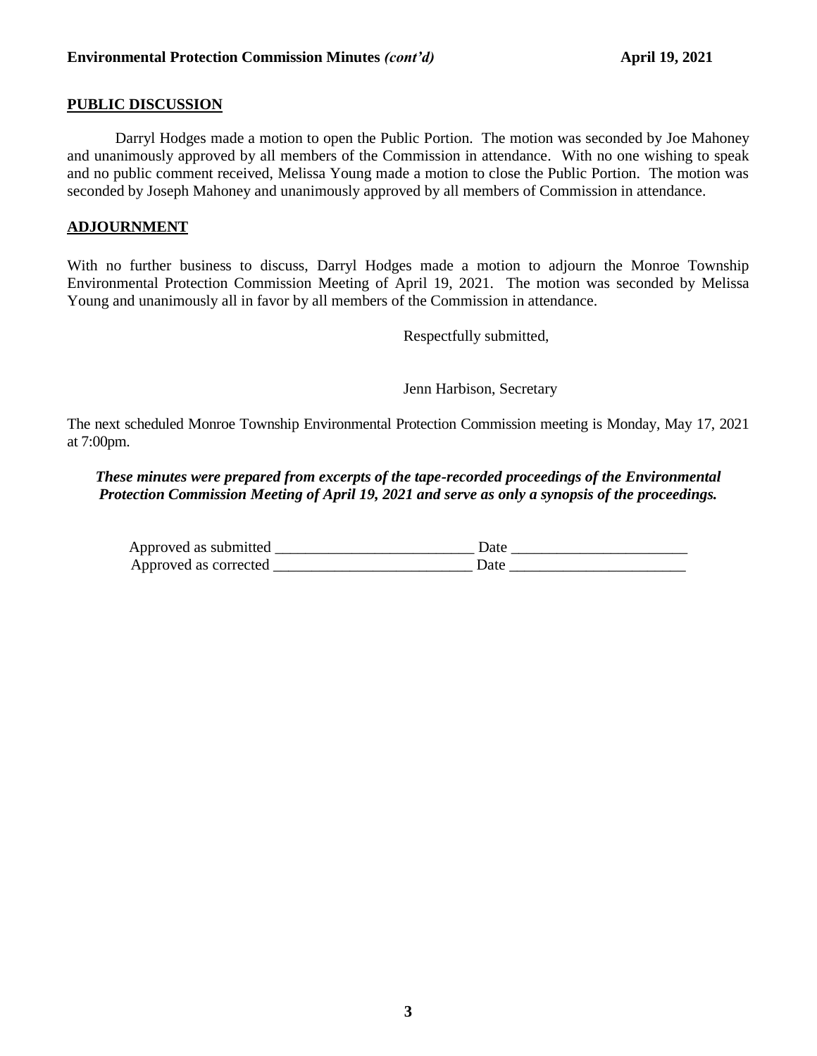**PUBLIC DISCUSSION**

Darryl Hodges made a motion to open the Public Portion. The motion was seconded by Joe Mahoney and unanimously approved by all members of the Commission in attendance. With no one wishing to speak and no public comment received, Melissa Young made a motion to close the Public Portion. The motion was seconded by Joseph Mahoney and unanimously approved by all members of Commission in attendance.

**ADJOURNMENT**

With no further business to discuss, Darryl Hodges made a motion to adjourn the Monroe Township Environmental Protection Commission Meeting of April 19, 2021. The motion was seconded by Melissa Young and unanimously all in favor by all members of the Commission in attendance.

Respectfully submitted,

Jenn Harbison, Secretary

The next scheduled Monroe Township Environmental Protection Commission meeting is Monday, May 17, 2021 at 7:00pm.

***These minutes were prepared from excerpts of the tape-recorded proceedings of the Environmental Protection Commission Meeting of April 19, 2021 and serve as only a synopsis of the proceedings.***

Approved as submitted __________________________ Date _______________________

Approved as corrected __________________________ Date _______________________